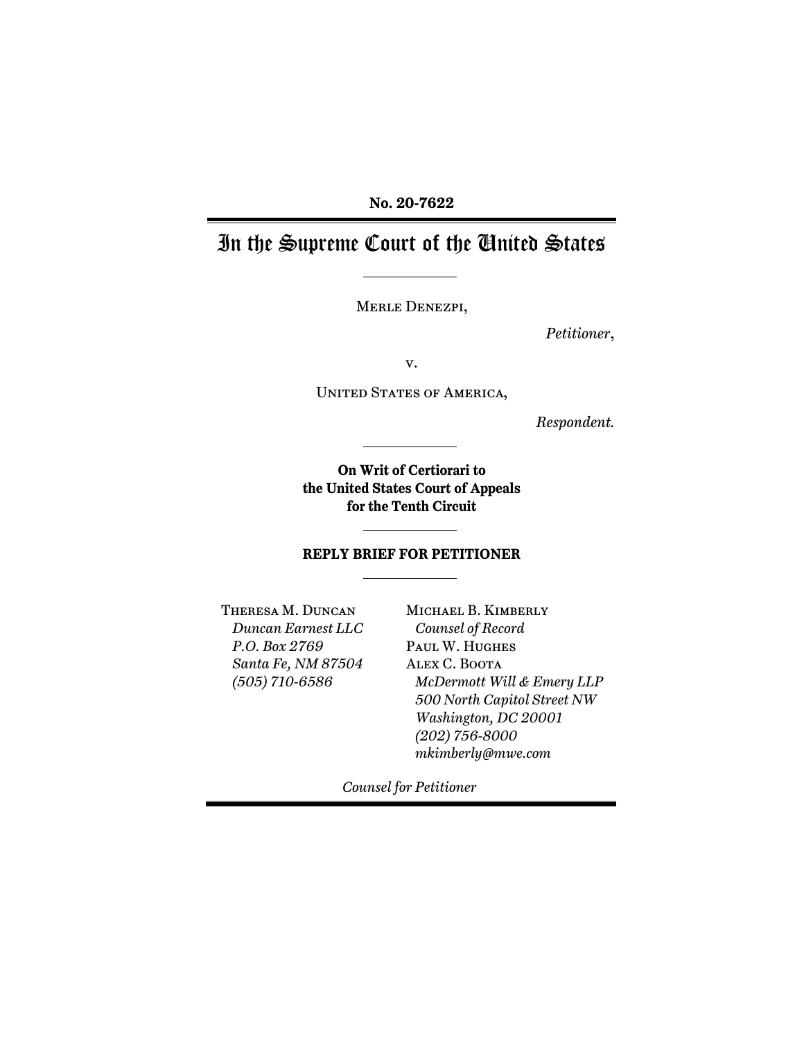**No. 20-7622**

# In the Supreme Court of the United States

MERLE DENEZPI,

*Petitioner*,

v.

UNITED STATES OF AMERICA,

*Respondent.*

**On Writ of Certiorari to the United States Court of Appeals for the Tenth Circuit**

**REPLY BRIEF FOR PETITIONER**

THERESA M. DUNCAN
*Duncan Earnest LLC*
*P.O. Box 2769*
*Santa Fe, NM 87504*
*(505) 710-6586*

MICHAEL B. KIMBERLY
*Counsel of Record*
PAUL W. HUGHES
ALEX C. BOOTA
*McDermott Will & Emery LLP*
*500 North Capitol Street NW*
*Washington, DC 20001*
*(202) 756-8000*
*mkimberly@mwe.com*

*Counsel for Petitioner*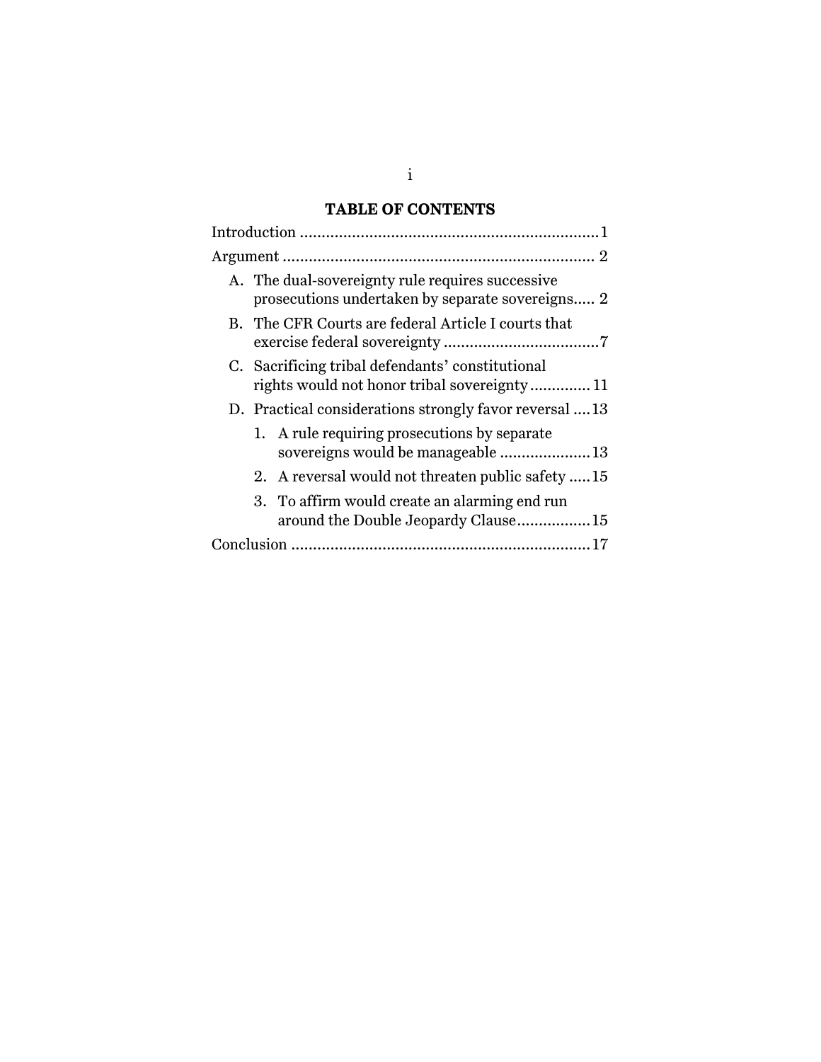## TABLE OF CONTENTS

Introduction .................................................................... 1

Argument ....................................................................... 2

A. The dual-sovereignty rule requires successive prosecutions undertaken by separate sovereigns..... 2

B. The CFR Courts are federal Article I courts that exercise federal sovereignty .................................... 7

C. Sacrificing tribal defendants' constitutional rights would not honor tribal sovereignty ............. 11

D. Practical considerations strongly favor reversal .... 13

   1. A rule requiring prosecutions by separate sovereigns would be manageable ..................... 13

   2. A reversal would not threaten public safety ..... 15

   3. To affirm would create an alarming end run around the Double Jeopardy Clause................. 15

Conclusion .................................................................... 17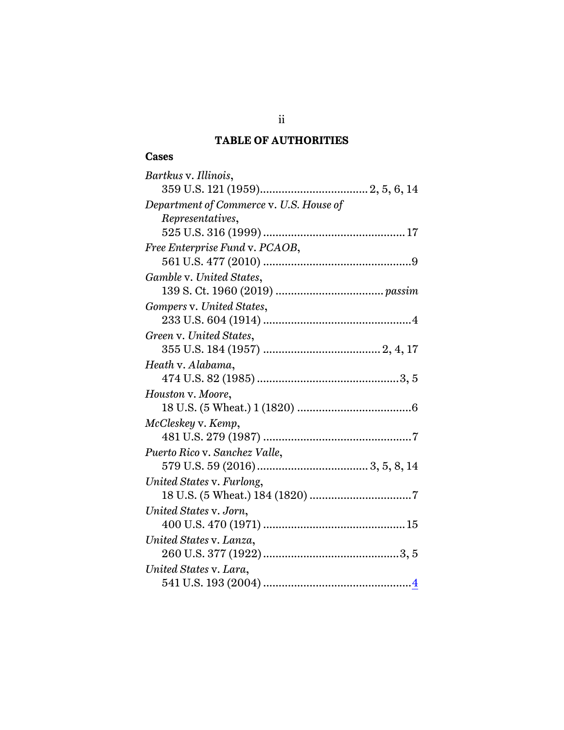## TABLE OF AUTHORITIES

### Cases

*Bartkus* v. *Illinois*,
 359 U.S. 121 (1959) .................................. 2, 5, 6, 14

*Department of Commerce* v. *U.S. House of Representatives*,
 525 U.S. 316 (1999) ............................................. 17

*Free Enterprise Fund* v. *PCAOB*,
 561 U.S. 477 (2010) ................................................ 9

*Gamble* v. *United States*,
 139 S. Ct. 1960 (2019) .................................. *passim*

*Gompers* v. *United States*,
 233 U.S. 604 (1914) ................................................ 4

*Green* v. *United States*,
 355 U.S. 184 (1957) ..................................... 2, 4, 17

*Heath* v. *Alabama*,
 474 U.S. 82 (1985) .............................................. 3, 5

*Houston* v. *Moore*,
 18 U.S. (5 Wheat.) 1 (1820) ..................................... 6

*McCleskey* v. *Kemp*,
 481 U.S. 279 (1987) ................................................ 7

*Puerto Rico* v. *Sanchez Valle*,
 579 U.S. 59 (2016) .................................... 3, 5, 8, 14

*United States* v. *Furlong*,
 18 U.S. (5 Wheat.) 184 (1820) ................................. 7

*United States* v. *Jorn*,
 400 U.S. 470 (1971) .............................................. 15

*United States* v. *Lanza*,
 260 U.S. 377 (1922) ............................................ 3, 5

*United States* v. *Lara*,
 541 U.S. 193 (2004) ................................................ 4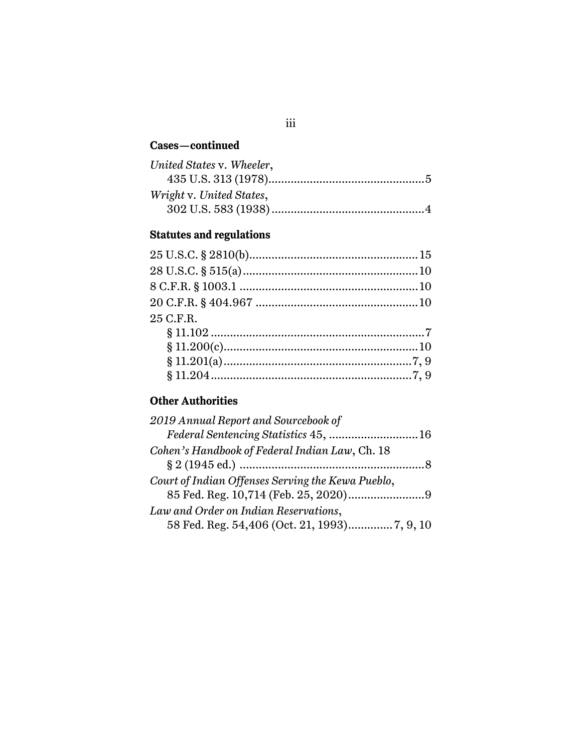**Cases—continued**

*United States* v. *Wheeler*,
 435 U.S. 313 (1978)................................................5

*Wright* v. *United States*,
 302 U.S. 583 (1938)................................................4

**Statutes and regulations**

25 U.S.C. § 2810(b)....................................................15

28 U.S.C. § 515(a)......................................................10

8 C.F.R. § 1003.1 .......................................................10

20 C.F.R. § 404.967 ...................................................10

25 C.F.R.
 § 11.102 ...................................................................7
 § 11.200(c)..............................................................10
 § 11.201(a)...........................................................7, 9
 § 11.204...............................................................7, 9

**Other Authorities**

*2019 Annual Report and Sourcebook of*
 *Federal Sentencing Statistics* 45, ............................16

*Cohen's Handbook of Federal Indian Law*, Ch. 18
 § 2 (1945 ed.) ..........................................................8

*Court of Indian Offenses Serving the Kewa Pueblo*,
 85 Fed. Reg. 10,714 (Feb. 25, 2020)........................9

*Law and Order on Indian Reservations*,
 58 Fed. Reg. 54,406 (Oct. 21, 1993).............7, 9, 10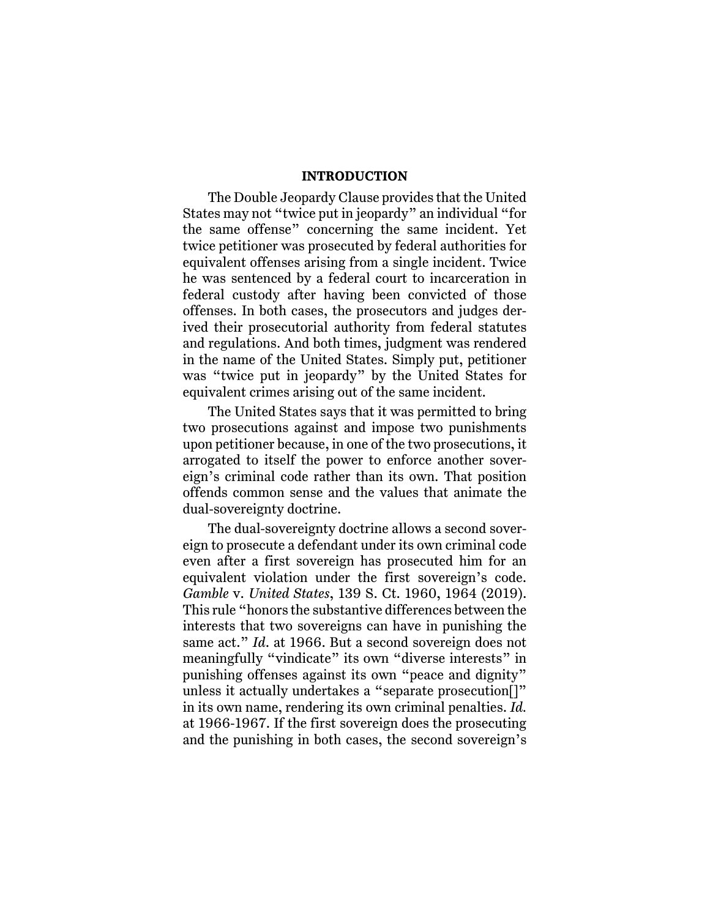## INTRODUCTION

The Double Jeopardy Clause provides that the United States may not "twice put in jeopardy" an individual "for the same offense" concerning the same incident. Yet twice petitioner was prosecuted by federal authorities for equivalent offenses arising from a single incident. Twice he was sentenced by a federal court to incarceration in federal custody after having been convicted of those offenses. In both cases, the prosecutors and judges derived their prosecutorial authority from federal statutes and regulations. And both times, judgment was rendered in the name of the United States. Simply put, petitioner was "twice put in jeopardy" by the United States for equivalent crimes arising out of the same incident.

The United States says that it was permitted to bring two prosecutions against and impose two punishments upon petitioner because, in one of the two prosecutions, it arrogated to itself the power to enforce another sovereign's criminal code rather than its own. That position offends common sense and the values that animate the dual-sovereignty doctrine.

The dual-sovereignty doctrine allows a second sovereign to prosecute a defendant under its own criminal code even after a first sovereign has prosecuted him for an equivalent violation under the first sovereign's code. *Gamble* v. *United States*, 139 S. Ct. 1960, 1964 (2019). This rule "honors the substantive differences between the interests that two sovereigns can have in punishing the same act." *Id.* at 1966. But a second sovereign does not meaningfully "vindicate" its own "diverse interests" in punishing offenses against its own "peace and dignity" unless it actually undertakes a "separate prosecution[]" in its own name, rendering its own criminal penalties. *Id.* at 1966-1967. If the first sovereign does the prosecuting and the punishing in both cases, the second sovereign's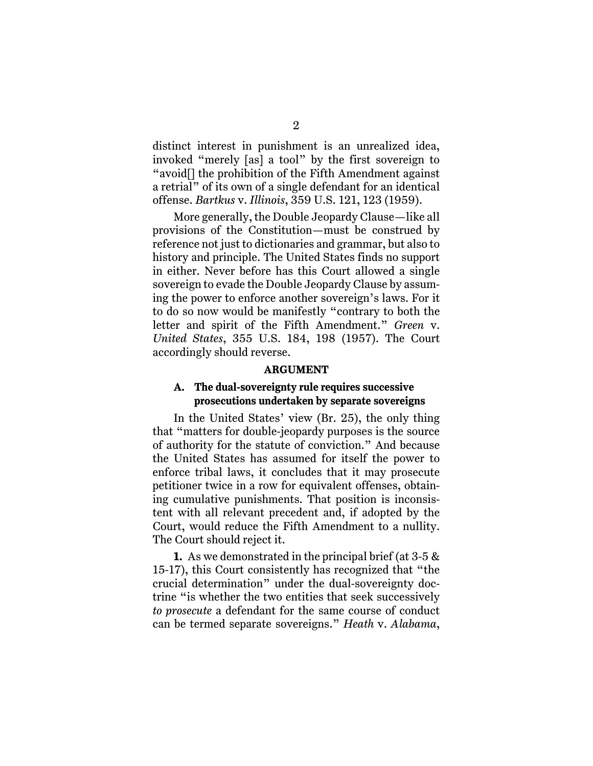distinct interest in punishment is an unrealized idea, invoked "merely [as] a tool" by the first sovereign to "avoid[] the prohibition of the Fifth Amendment against a retrial" of its own of a single defendant for an identical offense. *Bartkus* v. *Illinois*, 359 U.S. 121, 123 (1959).

More generally, the Double Jeopardy Clause—like all provisions of the Constitution—must be construed by reference not just to dictionaries and grammar, but also to history and principle. The United States finds no support in either. Never before has this Court allowed a single sovereign to evade the Double Jeopardy Clause by assuming the power to enforce another sovereign's laws. For it to do so now would be manifestly "contrary to both the letter and spirit of the Fifth Amendment." *Green* v. *United States*, 355 U.S. 184, 198 (1957). The Court accordingly should reverse.

## ARGUMENT

### A. The dual-sovereignty rule requires successive prosecutions undertaken by separate sovereigns

In the United States' view (Br. 25), the only thing that "matters for double-jeopardy purposes is the source of authority for the statute of conviction." And because the United States has assumed for itself the power to enforce tribal laws, it concludes that it may prosecute petitioner twice in a row for equivalent offenses, obtaining cumulative punishments. That position is inconsistent with all relevant precedent and, if adopted by the Court, would reduce the Fifth Amendment to a nullity. The Court should reject it.

**1.** As we demonstrated in the principal brief (at 3-5 & 15-17), this Court consistently has recognized that "the crucial determination" under the dual-sovereignty doctrine "is whether the two entities that seek successively *to prosecute* a defendant for the same course of conduct can be termed separate sovereigns." *Heath* v. *Alabama*,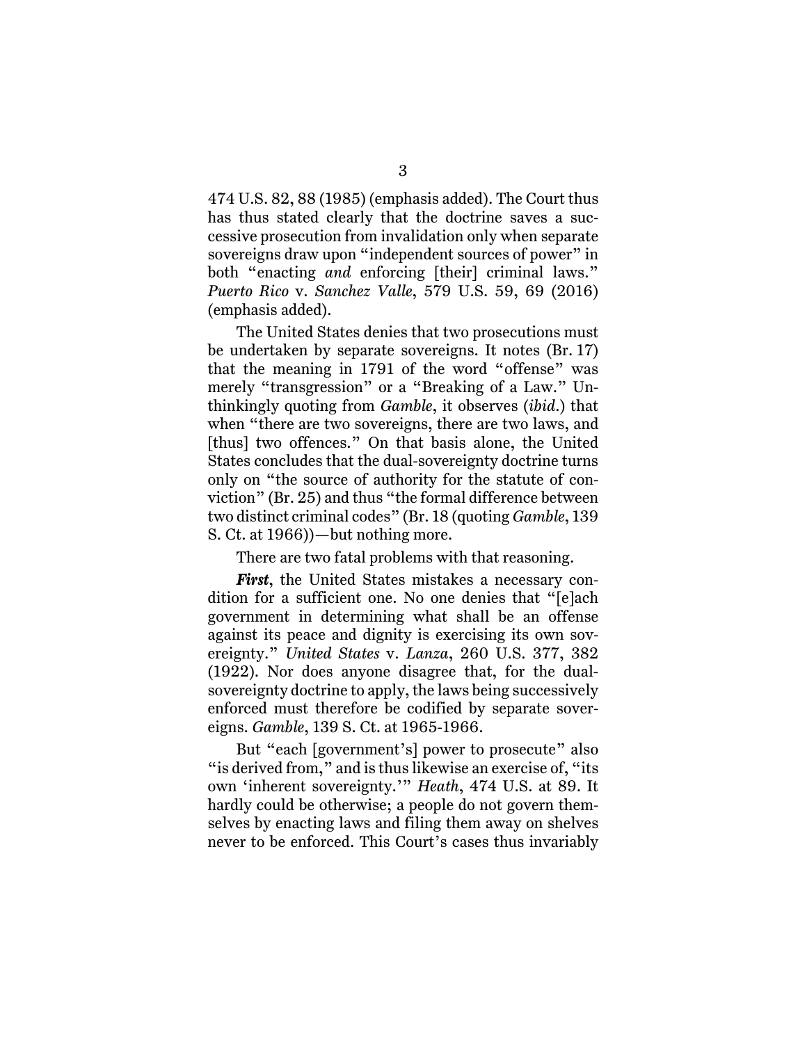474 U.S. 82, 88 (1985) (emphasis added). The Court thus has thus stated clearly that the doctrine saves a successive prosecution from invalidation only when separate sovereigns draw upon "independent sources of power" in both "enacting *and* enforcing [their] criminal laws." *Puerto Rico* v. *Sanchez Valle*, 579 U.S. 59, 69 (2016) (emphasis added).

The United States denies that two prosecutions must be undertaken by separate sovereigns. It notes (Br. 17) that the meaning in 1791 of the word "offense" was merely "transgression" or a "Breaking of a Law." Unthinkingly quoting from *Gamble*, it observes (*ibid.*) that when "there are two sovereigns, there are two laws, and [thus] two offences." On that basis alone, the United States concludes that the dual-sovereignty doctrine turns only on "the source of authority for the statute of conviction" (Br. 25) and thus "the formal difference between two distinct criminal codes" (Br. 18 (quoting *Gamble*, 139 S. Ct. at 1966))—but nothing more.

There are two fatal problems with that reasoning.

***First***, the United States mistakes a necessary condition for a sufficient one. No one denies that "[e]ach government in determining what shall be an offense against its peace and dignity is exercising its own sovereignty." *United States* v. *Lanza*, 260 U.S. 377, 382 (1922). Nor does anyone disagree that, for the dual-sovereignty doctrine to apply, the laws being successively enforced must therefore be codified by separate sovereigns. *Gamble*, 139 S. Ct. at 1965-1966.

But "each [government's] power to prosecute" also "is derived from," and is thus likewise an exercise of, "its own 'inherent sovereignty.'" *Heath*, 474 U.S. at 89. It hardly could be otherwise; a people do not govern themselves by enacting laws and filing them away on shelves never to be enforced. This Court's cases thus invariably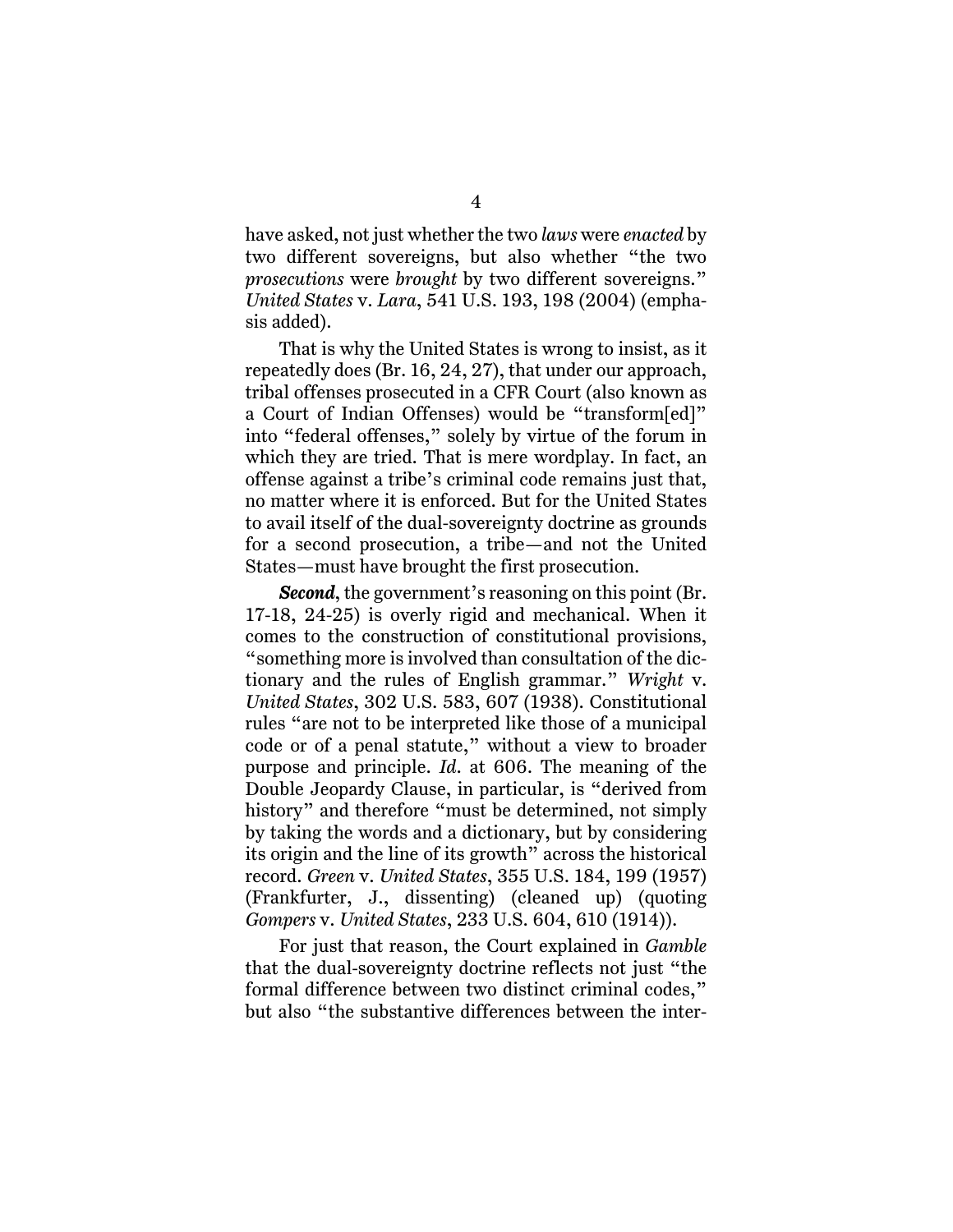have asked, not just whether the two *laws* were *enacted* by two different sovereigns, but also whether "the two *prosecutions* were *brought* by two different sovereigns." *United States* v. *Lara*, 541 U.S. 193, 198 (2004) (emphasis added).

That is why the United States is wrong to insist, as it repeatedly does (Br. 16, 24, 27), that under our approach, tribal offenses prosecuted in a CFR Court (also known as a Court of Indian Offenses) would be "transform[ed]" into "federal offenses," solely by virtue of the forum in which they are tried. That is mere wordplay. In fact, an offense against a tribe's criminal code remains just that, no matter where it is enforced. But for the United States to avail itself of the dual-sovereignty doctrine as grounds for a second prosecution, a tribe—and not the United States—must have brought the first prosecution.

***Second***, the government's reasoning on this point (Br. 17-18, 24-25) is overly rigid and mechanical. When it comes to the construction of constitutional provisions, "something more is involved than consultation of the dictionary and the rules of English grammar." *Wright* v. *United States*, 302 U.S. 583, 607 (1938). Constitutional rules "are not to be interpreted like those of a municipal code or of a penal statute," without a view to broader purpose and principle. *Id.* at 606. The meaning of the Double Jeopardy Clause, in particular, is "derived from history" and therefore "must be determined, not simply by taking the words and a dictionary, but by considering its origin and the line of its growth" across the historical record. *Green* v. *United States*, 355 U.S. 184, 199 (1957) (Frankfurter, J., dissenting) (cleaned up) (quoting *Gompers* v. *United States*, 233 U.S. 604, 610 (1914)).

For just that reason, the Court explained in *Gamble* that the dual-sovereignty doctrine reflects not just "the formal difference between two distinct criminal codes," but also "the substantive differences between the inter-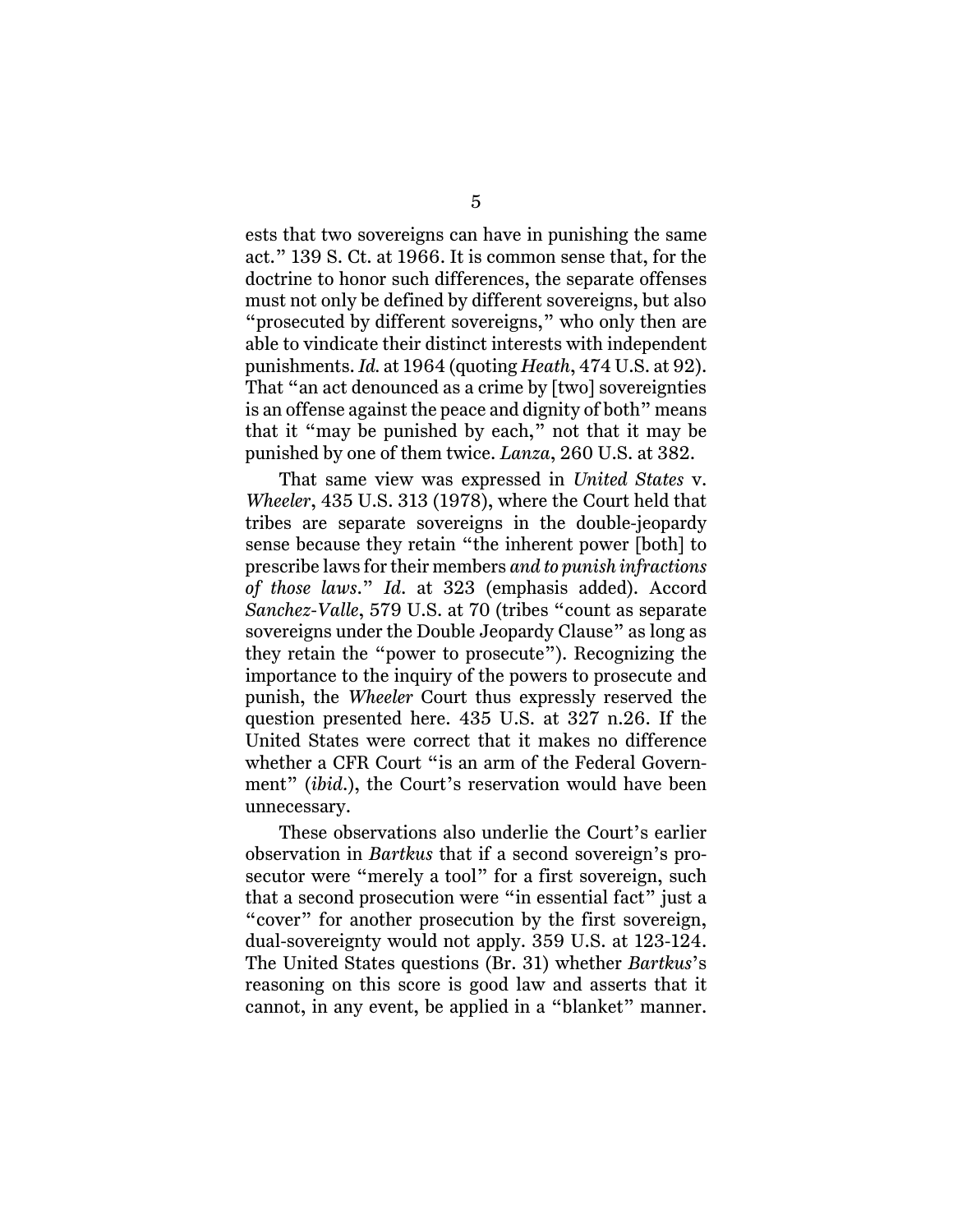ests that two sovereigns can have in punishing the same act." 139 S. Ct. at 1966. It is common sense that, for the doctrine to honor such differences, the separate offenses must not only be defined by different sovereigns, but also "prosecuted by different sovereigns," who only then are able to vindicate their distinct interests with independent punishments. *Id.* at 1964 (quoting *Heath*, 474 U.S. at 92). That "an act denounced as a crime by [two] sovereignties is an offense against the peace and dignity of both" means that it "may be punished by each," not that it may be punished by one of them twice. *Lanza*, 260 U.S. at 382.

That same view was expressed in *United States* v. *Wheeler*, 435 U.S. 313 (1978), where the Court held that tribes are separate sovereigns in the double-jeopardy sense because they retain "the inherent power [both] to prescribe laws for their members *and to punish infractions of those laws*." *Id.* at 323 (emphasis added). Accord *Sanchez-Valle*, 579 U.S. at 70 (tribes "count as separate sovereigns under the Double Jeopardy Clause" as long as they retain the "power to prosecute"). Recognizing the importance to the inquiry of the powers to prosecute and punish, the *Wheeler* Court thus expressly reserved the question presented here. 435 U.S. at 327 n.26. If the United States were correct that it makes no difference whether a CFR Court "is an arm of the Federal Government" (*ibid.*), the Court's reservation would have been unnecessary.

These observations also underlie the Court's earlier observation in *Bartkus* that if a second sovereign's prosecutor were "merely a tool" for a first sovereign, such that a second prosecution were "in essential fact" just a "cover" for another prosecution by the first sovereign, dual-sovereignty would not apply. 359 U.S. at 123-124. The United States questions (Br. 31) whether *Bartkus*'s reasoning on this score is good law and asserts that it cannot, in any event, be applied in a "blanket" manner.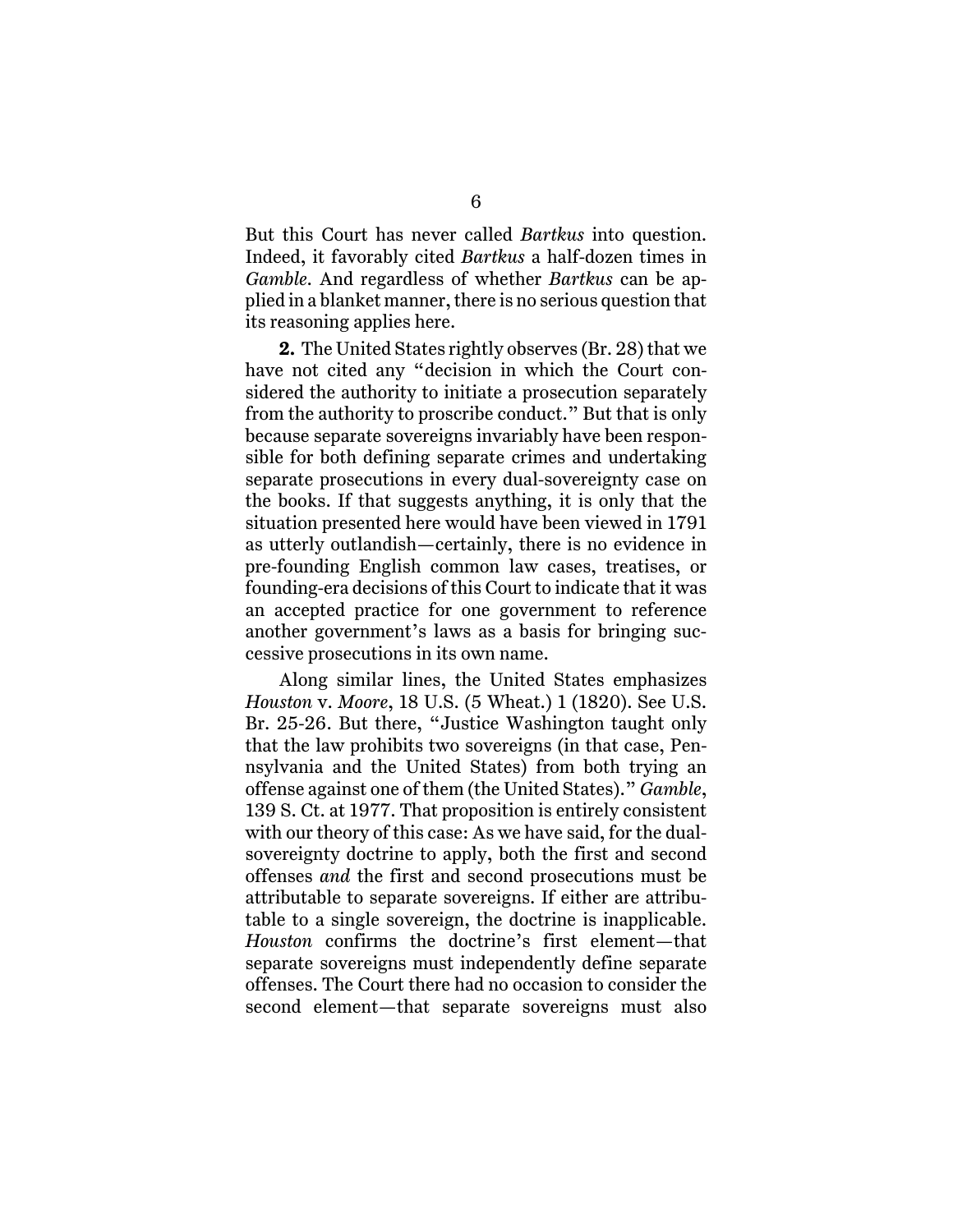But this Court has never called *Bartkus* into question. Indeed, it favorably cited *Bartkus* a half-dozen times in *Gamble*. And regardless of whether *Bartkus* can be applied in a blanket manner, there is no serious question that its reasoning applies here.

**2.** The United States rightly observes (Br. 28) that we have not cited any "decision in which the Court considered the authority to initiate a prosecution separately from the authority to proscribe conduct." But that is only because separate sovereigns invariably have been responsible for both defining separate crimes and undertaking separate prosecutions in every dual-sovereignty case on the books. If that suggests anything, it is only that the situation presented here would have been viewed in 1791 as utterly outlandish—certainly, there is no evidence in pre-founding English common law cases, treatises, or founding-era decisions of this Court to indicate that it was an accepted practice for one government to reference another government's laws as a basis for bringing successive prosecutions in its own name.

Along similar lines, the United States emphasizes *Houston* v. *Moore*, 18 U.S. (5 Wheat.) 1 (1820). See U.S. Br. 25-26. But there, "Justice Washington taught only that the law prohibits two sovereigns (in that case, Pennsylvania and the United States) from both trying an offense against one of them (the United States)." *Gamble*, 139 S. Ct. at 1977. That proposition is entirely consistent with our theory of this case: As we have said, for the dual-sovereignty doctrine to apply, both the first and second offenses *and* the first and second prosecutions must be attributable to separate sovereigns. If either are attributable to a single sovereign, the doctrine is inapplicable. *Houston* confirms the doctrine's first element—that separate sovereigns must independently define separate offenses. The Court there had no occasion to consider the second element—that separate sovereigns must also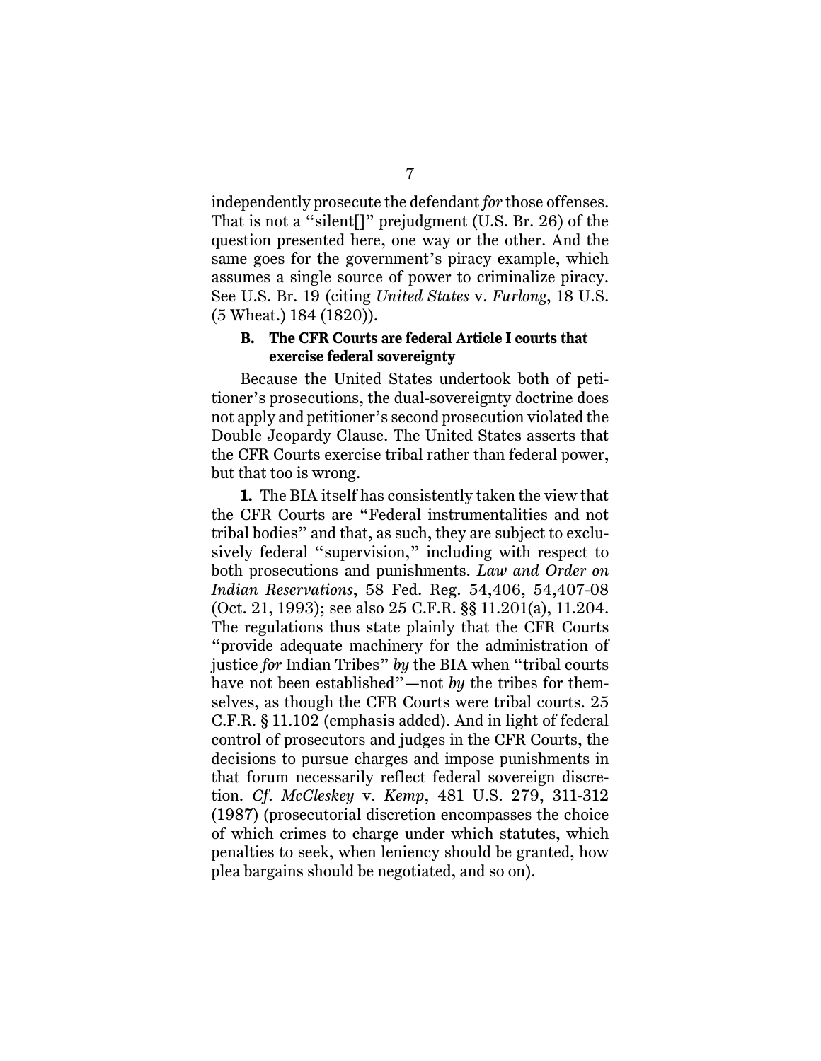independently prosecute the defendant *for* those offenses. That is not a "silent[]" prejudgment (U.S. Br. 26) of the question presented here, one way or the other. And the same goes for the government's piracy example, which assumes a single source of power to criminalize piracy. See U.S. Br. 19 (citing *United States* v. *Furlong*, 18 U.S. (5 Wheat.) 184 (1820)).

### B. The CFR Courts are federal Article I courts that exercise federal sovereignty

Because the United States undertook both of petitioner's prosecutions, the dual-sovereignty doctrine does not apply and petitioner's second prosecution violated the Double Jeopardy Clause. The United States asserts that the CFR Courts exercise tribal rather than federal power, but that too is wrong.

**1.** The BIA itself has consistently taken the view that the CFR Courts are "Federal instrumentalities and not tribal bodies" and that, as such, they are subject to exclusively federal "supervision," including with respect to both prosecutions and punishments. *Law and Order on Indian Reservations*, 58 Fed. Reg. 54,406, 54,407-08 (Oct. 21, 1993); see also 25 C.F.R. §§ 11.201(a), 11.204. The regulations thus state plainly that the CFR Courts "provide adequate machinery for the administration of justice *for* Indian Tribes" *by* the BIA when "tribal courts have not been established"—not *by* the tribes for themselves, as though the CFR Courts were tribal courts. 25 C.F.R. § 11.102 (emphasis added). And in light of federal control of prosecutors and judges in the CFR Courts, the decisions to pursue charges and impose punishments in that forum necessarily reflect federal sovereign discretion. *Cf. McCleskey* v. *Kemp*, 481 U.S. 279, 311-312 (1987) (prosecutorial discretion encompasses the choice of which crimes to charge under which statutes, which penalties to seek, when leniency should be granted, how plea bargains should be negotiated, and so on).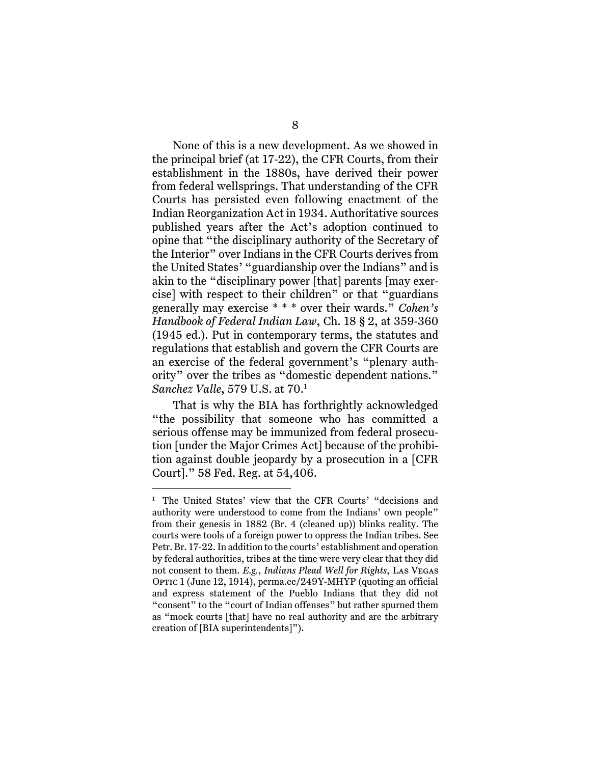None of this is a new development. As we showed in the principal brief (at 17-22), the CFR Courts, from their establishment in the 1880s, have derived their power from federal wellsprings. That understanding of the CFR Courts has persisted even following enactment of the Indian Reorganization Act in 1934. Authoritative sources published years after the Act's adoption continued to opine that "the disciplinary authority of the Secretary of the Interior" over Indians in the CFR Courts derives from the United States' "guardianship over the Indians" and is akin to the "disciplinary power [that] parents [may exercise] with respect to their children" or that "guardians generally may exercise * * * over their wards." *Cohen's Handbook of Federal Indian Law*, Ch. 18 § 2, at 359-360 (1945 ed.). Put in contemporary terms, the statutes and regulations that establish and govern the CFR Courts are an exercise of the federal government's "plenary authority" over the tribes as "domestic dependent nations." *Sanchez Valle*, 579 U.S. at 70.[1]

That is why the BIA has forthrightly acknowledged "the possibility that someone who has committed a serious offense may be immunized from federal prosecution [under the Major Crimes Act] because of the prohibition against double jeopardy by a prosecution in a [CFR Court]." 58 Fed. Reg. at 54,406.

[1] The United States' view that the CFR Courts' "decisions and authority were understood to come from the Indians' own people" from their genesis in 1882 (Br. 4 (cleaned up)) blinks reality. The courts were tools of a foreign power to oppress the Indian tribes. See Petr. Br. 17-22. In addition to the courts' establishment and operation by federal authorities, tribes at the time were very clear that they did not consent to them. *E.g.*, *Indians Plead Well for Rights*, LAS VEGAS OPTIC 1 (June 12, 1914), perma.cc/249Y-MHYP (quoting an official and express statement of the Pueblo Indians that they did not "consent" to the "court of Indian offenses" but rather spurned them as "mock courts [that] have no real authority and are the arbitrary creation of [BIA superintendents]").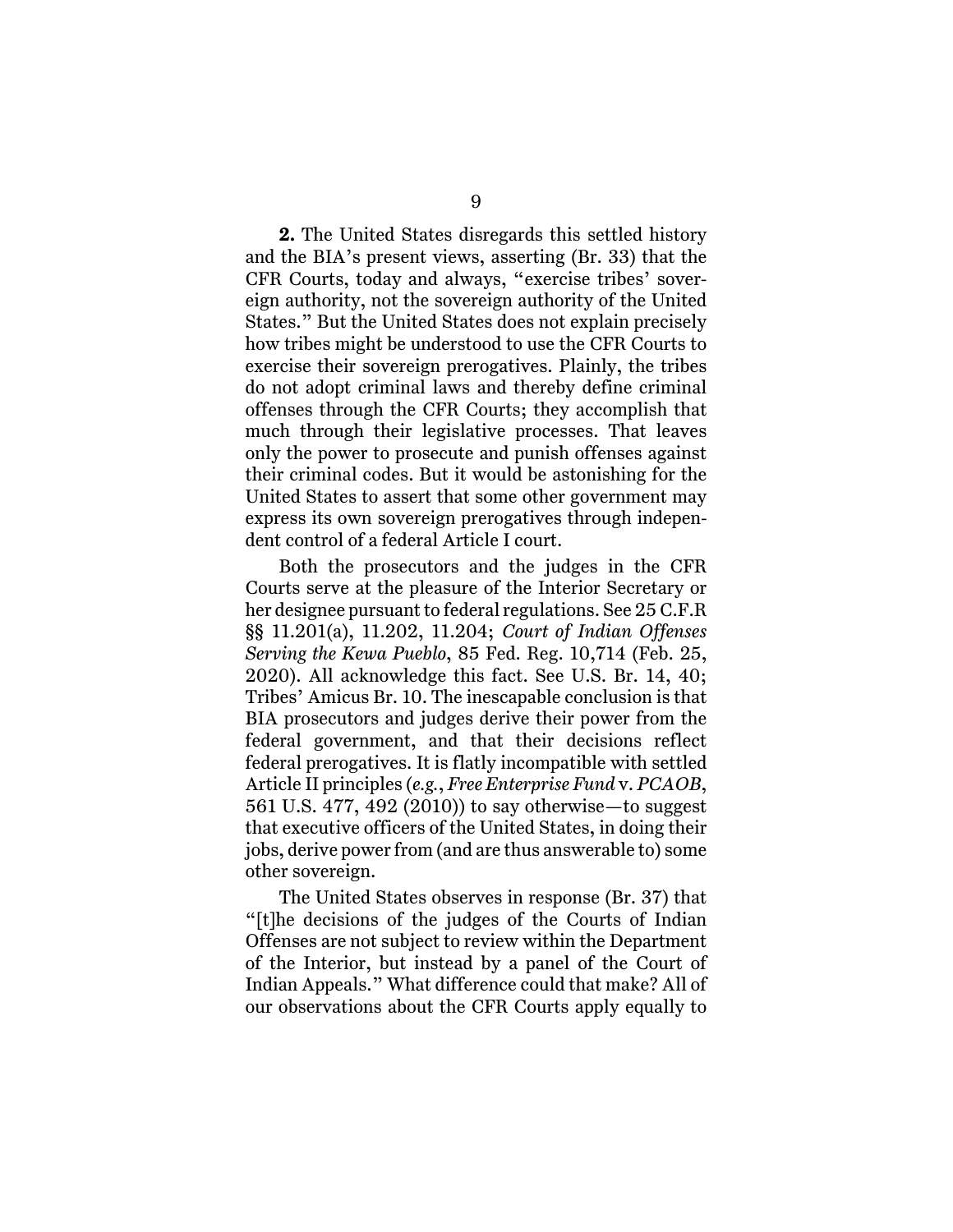**2.** The United States disregards this settled history and the BIA's present views, asserting (Br. 33) that the CFR Courts, today and always, "exercise tribes' sovereign authority, not the sovereign authority of the United States." But the United States does not explain precisely how tribes might be understood to use the CFR Courts to exercise their sovereign prerogatives. Plainly, the tribes do not adopt criminal laws and thereby define criminal offenses through the CFR Courts; they accomplish that much through their legislative processes. That leaves only the power to prosecute and punish offenses against their criminal codes. But it would be astonishing for the United States to assert that some other government may express its own sovereign prerogatives through independent control of a federal Article I court.

Both the prosecutors and the judges in the CFR Courts serve at the pleasure of the Interior Secretary or her designee pursuant to federal regulations. See 25 C.F.R §§ 11.201(a), 11.202, 11.204; *Court of Indian Offenses Serving the Kewa Pueblo*, 85 Fed. Reg. 10,714 (Feb. 25, 2020). All acknowledge this fact. See U.S. Br. 14, 40; Tribes' Amicus Br. 10. The inescapable conclusion is that BIA prosecutors and judges derive their power from the federal government, and that their decisions reflect federal prerogatives. It is flatly incompatible with settled Article II principles (*e.g.*, *Free Enterprise Fund* v. *PCAOB*, 561 U.S. 477, 492 (2010)) to say otherwise—to suggest that executive officers of the United States, in doing their jobs, derive power from (and are thus answerable to) some other sovereign.

The United States observes in response (Br. 37) that "[t]he decisions of the judges of the Courts of Indian Offenses are not subject to review within the Department of the Interior, but instead by a panel of the Court of Indian Appeals." What difference could that make? All of our observations about the CFR Courts apply equally to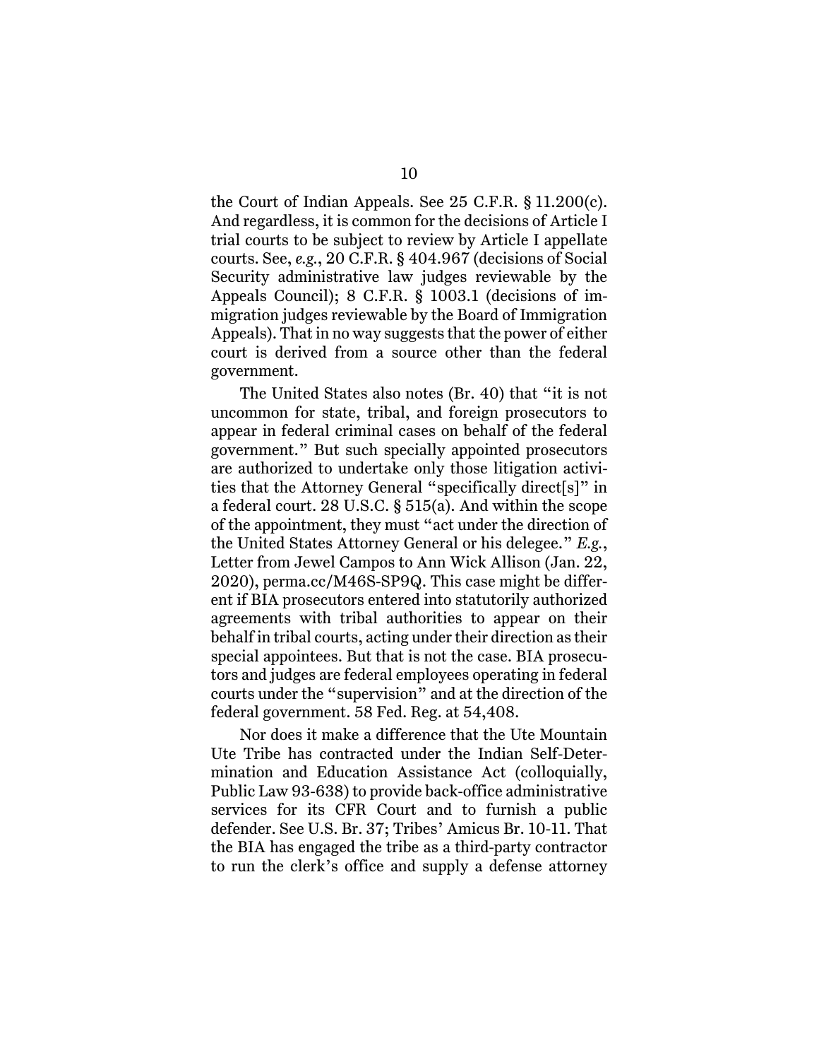the Court of Indian Appeals. See 25 C.F.R. § 11.200(c). And regardless, it is common for the decisions of Article I trial courts to be subject to review by Article I appellate courts. See, *e.g.*, 20 C.F.R. § 404.967 (decisions of Social Security administrative law judges reviewable by the Appeals Council); 8 C.F.R. § 1003.1 (decisions of immigration judges reviewable by the Board of Immigration Appeals). That in no way suggests that the power of either court is derived from a source other than the federal government.

The United States also notes (Br. 40) that "it is not uncommon for state, tribal, and foreign prosecutors to appear in federal criminal cases on behalf of the federal government." But such specially appointed prosecutors are authorized to undertake only those litigation activities that the Attorney General "specifically direct[s]" in a federal court. 28 U.S.C. § 515(a). And within the scope of the appointment, they must "act under the direction of the United States Attorney General or his delegee." *E.g.*, Letter from Jewel Campos to Ann Wick Allison (Jan. 22, 2020), perma.cc/M46S-SP9Q. This case might be different if BIA prosecutors entered into statutorily authorized agreements with tribal authorities to appear on their behalf in tribal courts, acting under their direction as their special appointees. But that is not the case. BIA prosecutors and judges are federal employees operating in federal courts under the "supervision" and at the direction of the federal government. 58 Fed. Reg. at 54,408.

Nor does it make a difference that the Ute Mountain Ute Tribe has contracted under the Indian Self-Determination and Education Assistance Act (colloquially, Public Law 93-638) to provide back-office administrative services for its CFR Court and to furnish a public defender. See U.S. Br. 37; Tribes' Amicus Br. 10-11. That the BIA has engaged the tribe as a third-party contractor to run the clerk's office and supply a defense attorney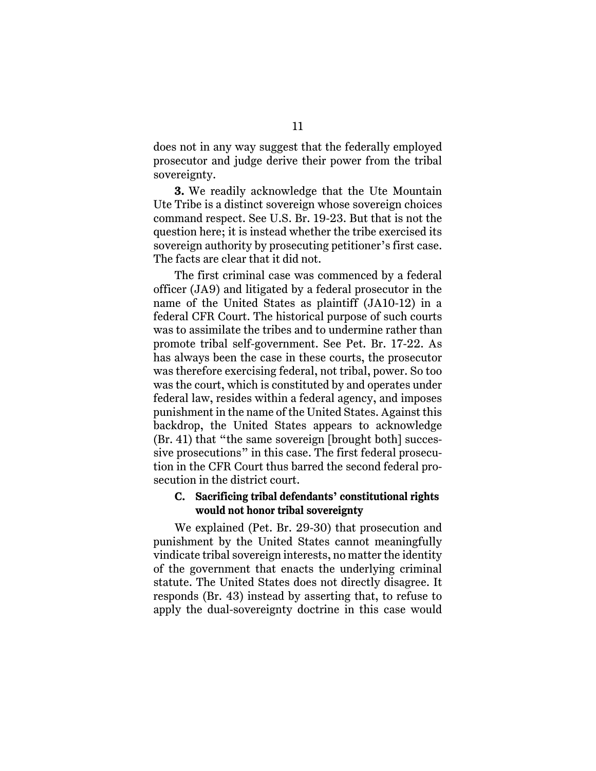does not in any way suggest that the federally employed prosecutor and judge derive their power from the tribal sovereignty.

**3.** We readily acknowledge that the Ute Mountain Ute Tribe is a distinct sovereign whose sovereign choices command respect. See U.S. Br. 19-23. But that is not the question here; it is instead whether the tribe exercised its sovereign authority by prosecuting petitioner's first case. The facts are clear that it did not.

The first criminal case was commenced by a federal officer (JA9) and litigated by a federal prosecutor in the name of the United States as plaintiff (JA10-12) in a federal CFR Court. The historical purpose of such courts was to assimilate the tribes and to undermine rather than promote tribal self-government. See Pet. Br. 17-22. As has always been the case in these courts, the prosecutor was therefore exercising federal, not tribal, power. So too was the court, which is constituted by and operates under federal law, resides within a federal agency, and imposes punishment in the name of the United States. Against this backdrop, the United States appears to acknowledge (Br. 41) that "the same sovereign [brought both] successive prosecutions" in this case. The first federal prosecution in the CFR Court thus barred the second federal prosecution in the district court.

### C. Sacrificing tribal defendants' constitutional rights would not honor tribal sovereignty

We explained (Pet. Br. 29-30) that prosecution and punishment by the United States cannot meaningfully vindicate tribal sovereign interests, no matter the identity of the government that enacts the underlying criminal statute. The United States does not directly disagree. It responds (Br. 43) instead by asserting that, to refuse to apply the dual-sovereignty doctrine in this case would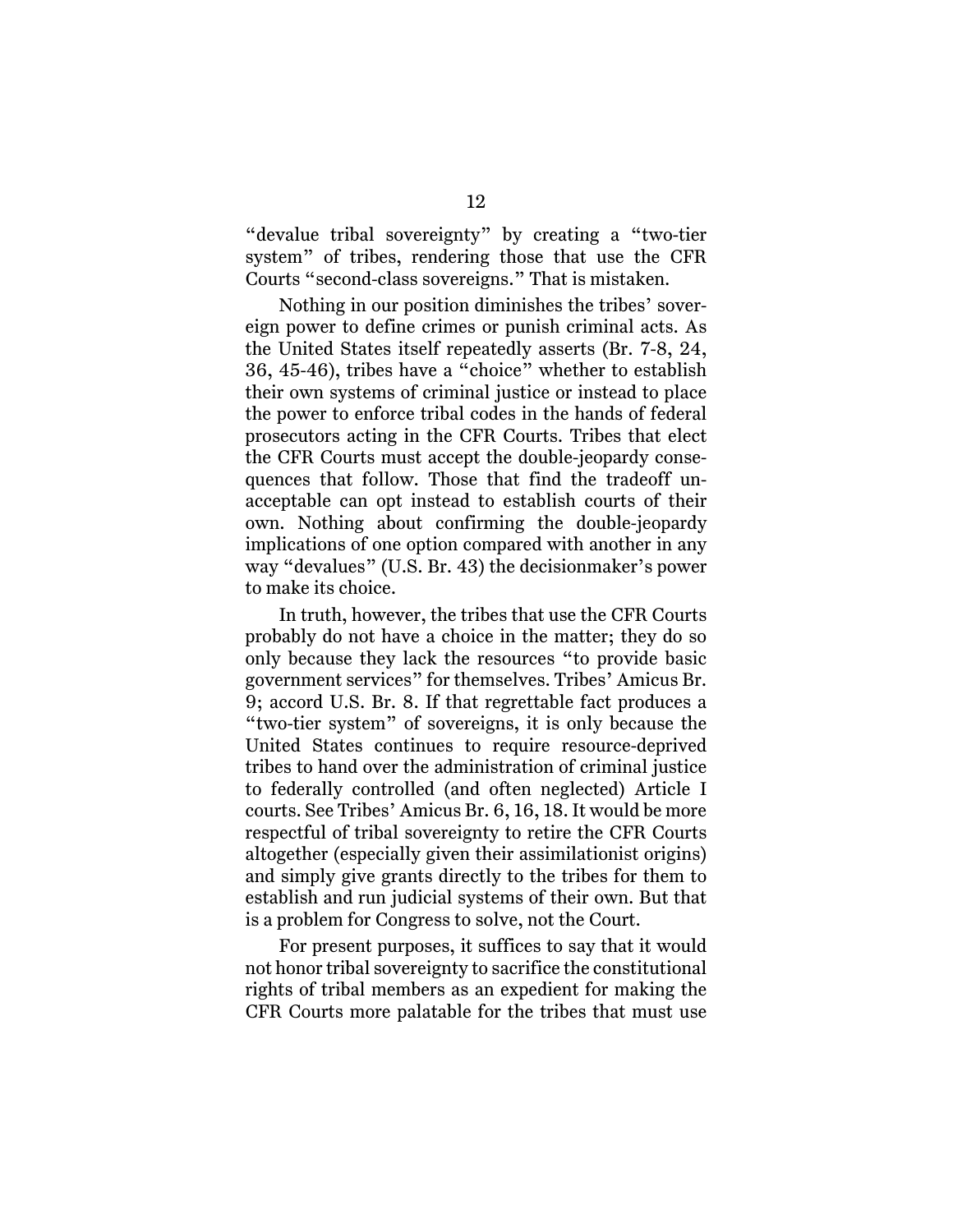"devalue tribal sovereignty" by creating a "two-tier system" of tribes, rendering those that use the CFR Courts "second-class sovereigns." That is mistaken.

Nothing in our position diminishes the tribes' sovereign power to define crimes or punish criminal acts. As the United States itself repeatedly asserts (Br. 7-8, 24, 36, 45-46), tribes have a "choice" whether to establish their own systems of criminal justice or instead to place the power to enforce tribal codes in the hands of federal prosecutors acting in the CFR Courts. Tribes that elect the CFR Courts must accept the double-jeopardy consequences that follow. Those that find the tradeoff unacceptable can opt instead to establish courts of their own. Nothing about confirming the double-jeopardy implications of one option compared with another in any way "devalues" (U.S. Br. 43) the decisionmaker's power to make its choice.

In truth, however, the tribes that use the CFR Courts probably do not have a choice in the matter; they do so only because they lack the resources "to provide basic government services" for themselves. Tribes' Amicus Br. 9; accord U.S. Br. 8. If that regrettable fact produces a "two-tier system" of sovereigns, it is only because the United States continues to require resource-deprived tribes to hand over the administration of criminal justice to federally controlled (and often neglected) Article I courts. See Tribes' Amicus Br. 6, 16, 18. It would be more respectful of tribal sovereignty to retire the CFR Courts altogether (especially given their assimilationist origins) and simply give grants directly to the tribes for them to establish and run judicial systems of their own. But that is a problem for Congress to solve, not the Court.

For present purposes, it suffices to say that it would not honor tribal sovereignty to sacrifice the constitutional rights of tribal members as an expedient for making the CFR Courts more palatable for the tribes that must use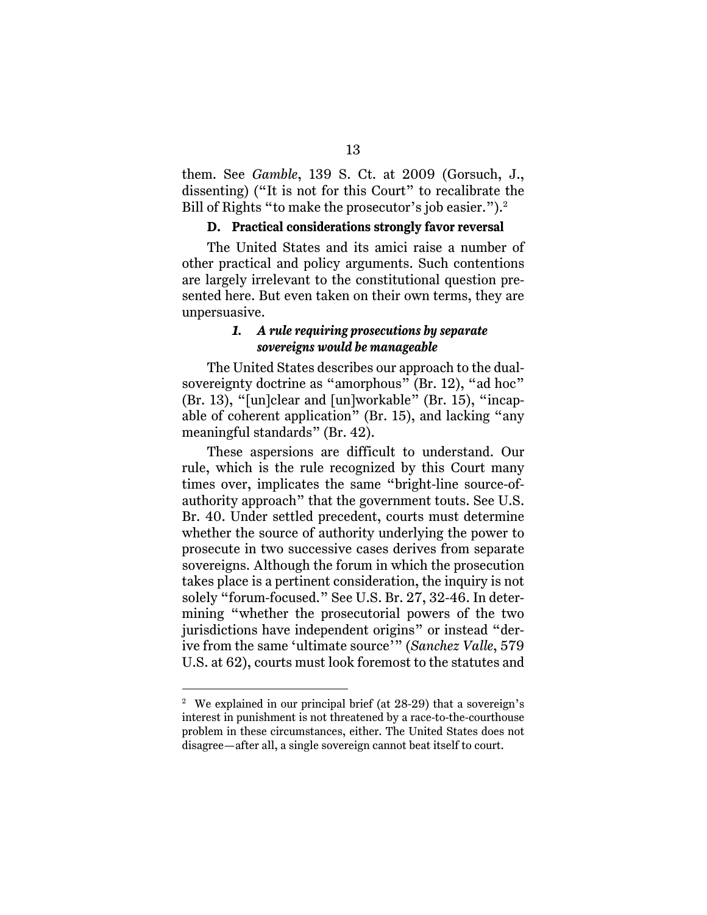them. See *Gamble*, 139 S. Ct. at 2009 (Gorsuch, J., dissenting) ("It is not for this Court" to recalibrate the Bill of Rights "to make the prosecutor's job easier.").[2]

### D. Practical considerations strongly favor reversal

The United States and its amici raise a number of other practical and policy arguments. Such contentions are largely irrelevant to the constitutional question presented here. But even taken on their own terms, they are unpersuasive.

#### *1. A rule requiring prosecutions by separate sovereigns would be manageable*

The United States describes our approach to the dual-sovereignty doctrine as "amorphous" (Br. 12), "ad hoc" (Br. 13), "[un]clear and [un]workable" (Br. 15), "incapable of coherent application" (Br. 15), and lacking "any meaningful standards" (Br. 42).

These aspersions are difficult to understand. Our rule, which is the rule recognized by this Court many times over, implicates the same "bright-line source-of-authority approach" that the government touts. See U.S. Br. 40. Under settled precedent, courts must determine whether the source of authority underlying the power to prosecute in two successive cases derives from separate sovereigns. Although the forum in which the prosecution takes place is a pertinent consideration, the inquiry is not solely "forum-focused." See U.S. Br. 27, 32-46. In determining "whether the prosecutorial powers of the two jurisdictions have independent origins" or instead "derive from the same 'ultimate source'" (*Sanchez Valle*, 579 U.S. at 62), courts must look foremost to the statutes and

---

[2] We explained in our principal brief (at 28-29) that a sovereign's interest in punishment is not threatened by a race-to-the-courthouse problem in these circumstances, either. The United States does not disagree—after all, a single sovereign cannot beat itself to court.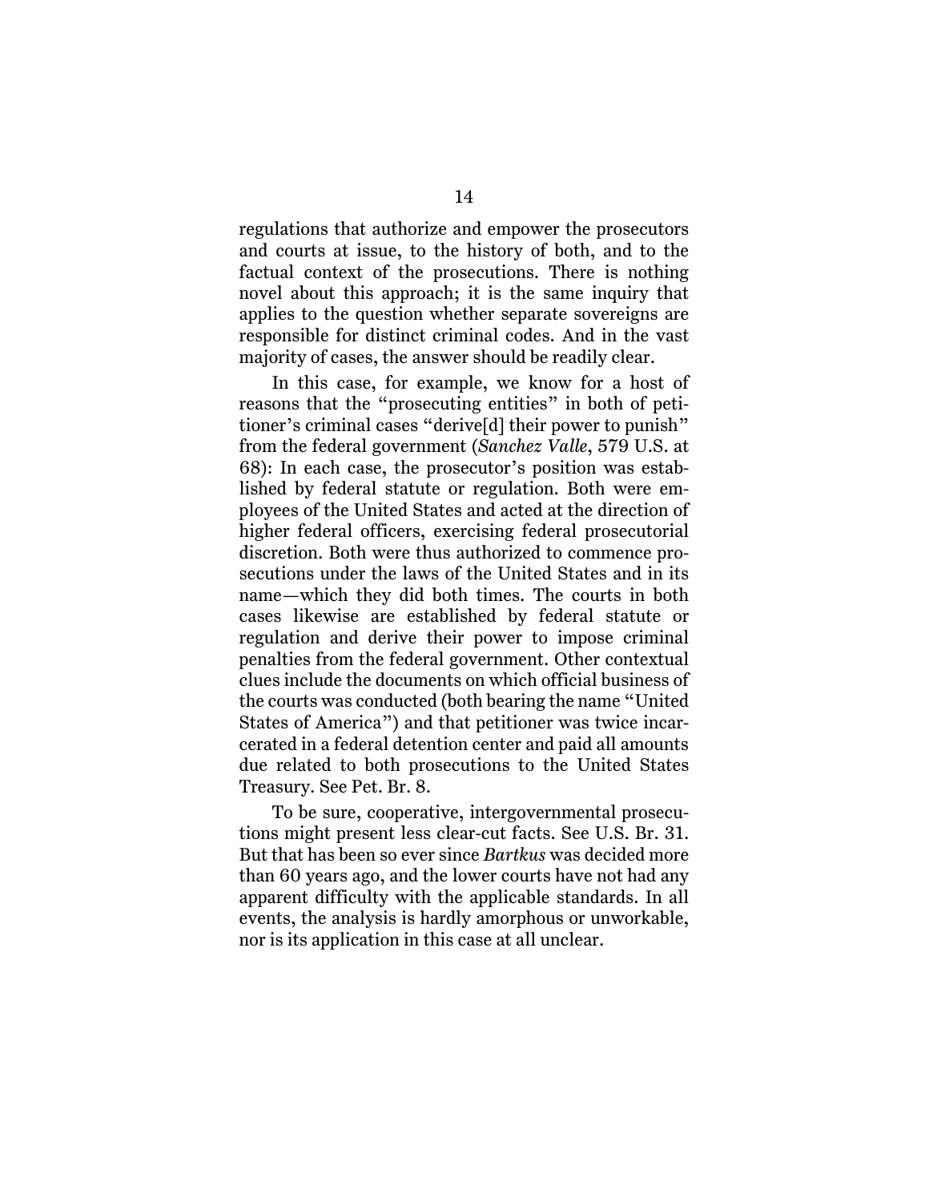regulations that authorize and empower the prosecutors and courts at issue, to the history of both, and to the factual context of the prosecutions. There is nothing novel about this approach; it is the same inquiry that applies to the question whether separate sovereigns are responsible for distinct criminal codes. And in the vast majority of cases, the answer should be readily clear.

In this case, for example, we know for a host of reasons that the "prosecuting entities" in both of petitioner's criminal cases "derive[d] their power to punish" from the federal government (*Sanchez Valle*, 579 U.S. at 68): In each case, the prosecutor's position was established by federal statute or regulation. Both were employees of the United States and acted at the direction of higher federal officers, exercising federal prosecutorial discretion. Both were thus authorized to commence prosecutions under the laws of the United States and in its name—which they did both times. The courts in both cases likewise are established by federal statute or regulation and derive their power to impose criminal penalties from the federal government. Other contextual clues include the documents on which official business of the courts was conducted (both bearing the name "United States of America") and that petitioner was twice incarcerated in a federal detention center and paid all amounts due related to both prosecutions to the United States Treasury. See Pet. Br. 8.

To be sure, cooperative, intergovernmental prosecutions might present less clear-cut facts. See U.S. Br. 31. But that has been so ever since *Bartkus* was decided more than 60 years ago, and the lower courts have not had any apparent difficulty with the applicable standards. In all events, the analysis is hardly amorphous or unworkable, nor is its application in this case at all unclear.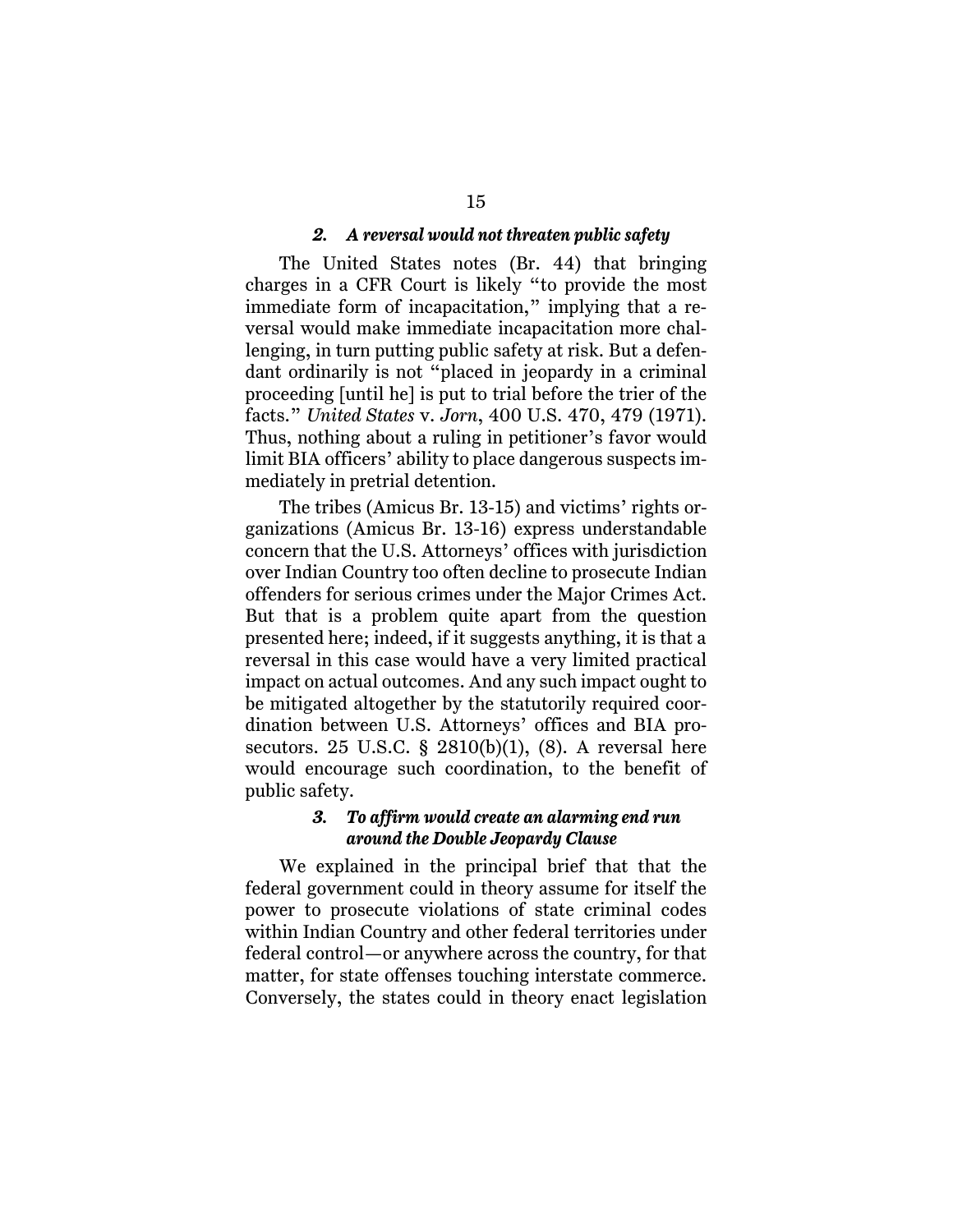### *2. A reversal would not threaten public safety*

The United States notes (Br. 44) that bringing charges in a CFR Court is likely "to provide the most immediate form of incapacitation," implying that a reversal would make immediate incapacitation more challenging, in turn putting public safety at risk. But a defendant ordinarily is not "placed in jeopardy in a criminal proceeding [until he] is put to trial before the trier of the facts." *United States* v. *Jorn*, 400 U.S. 470, 479 (1971). Thus, nothing about a ruling in petitioner's favor would limit BIA officers' ability to place dangerous suspects immediately in pretrial detention.

The tribes (Amicus Br. 13-15) and victims' rights organizations (Amicus Br. 13-16) express understandable concern that the U.S. Attorneys' offices with jurisdiction over Indian Country too often decline to prosecute Indian offenders for serious crimes under the Major Crimes Act. But that is a problem quite apart from the question presented here; indeed, if it suggests anything, it is that a reversal in this case would have a very limited practical impact on actual outcomes. And any such impact ought to be mitigated altogether by the statutorily required coordination between U.S. Attorneys' offices and BIA prosecutors. 25 U.S.C. § 2810(b)(1), (8). A reversal here would encourage such coordination, to the benefit of public safety.

### *3. To affirm would create an alarming end run around the Double Jeopardy Clause*

We explained in the principal brief that that the federal government could in theory assume for itself the power to prosecute violations of state criminal codes within Indian Country and other federal territories under federal control—or anywhere across the country, for that matter, for state offenses touching interstate commerce. Conversely, the states could in theory enact legislation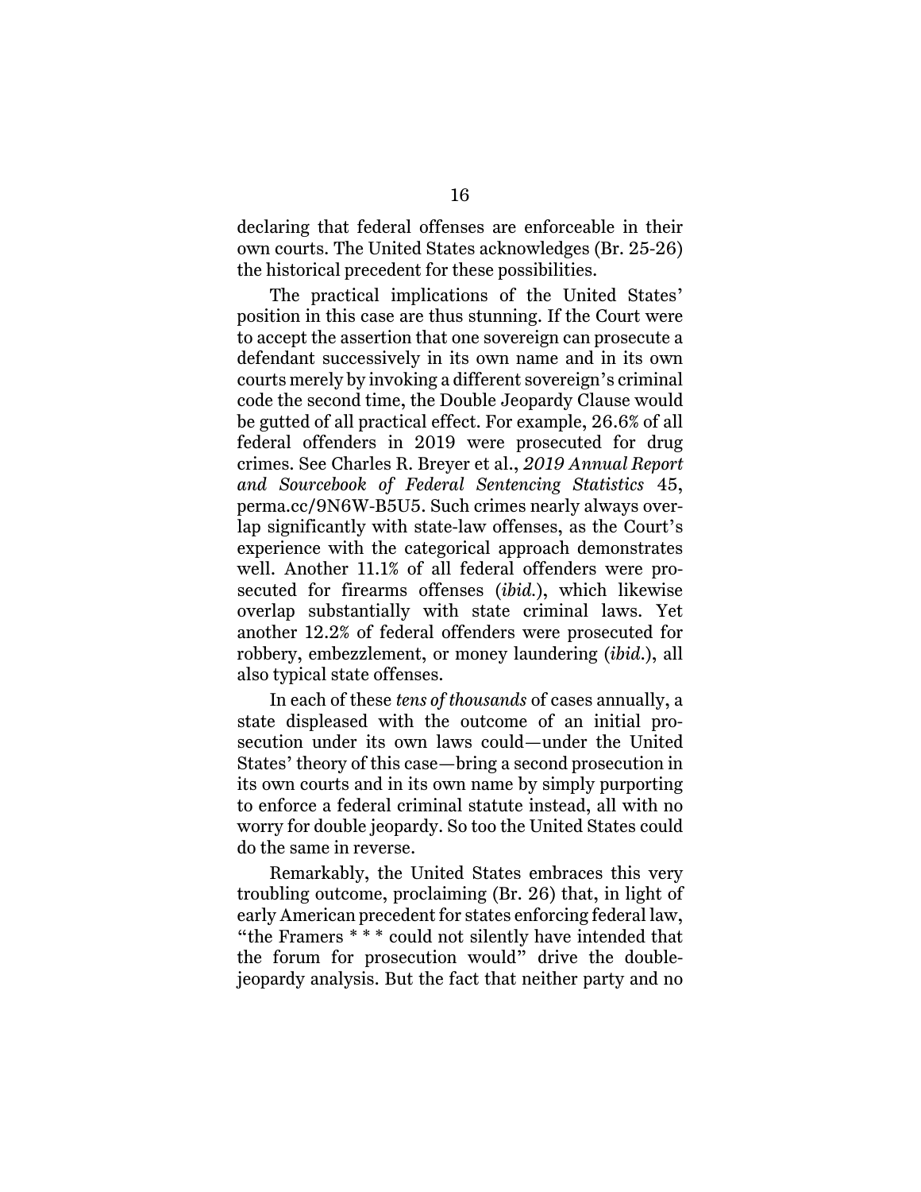declaring that federal offenses are enforceable in their own courts. The United States acknowledges (Br. 25-26) the historical precedent for these possibilities.

The practical implications of the United States' position in this case are thus stunning. If the Court were to accept the assertion that one sovereign can prosecute a defendant successively in its own name and in its own courts merely by invoking a different sovereign's criminal code the second time, the Double Jeopardy Clause would be gutted of all practical effect. For example, 26.6% of all federal offenders in 2019 were prosecuted for drug crimes. See Charles R. Breyer et al., *2019 Annual Report and Sourcebook of Federal Sentencing Statistics* 45, perma.cc/9N6W-B5U5. Such crimes nearly always overlap significantly with state-law offenses, as the Court's experience with the categorical approach demonstrates well. Another 11.1% of all federal offenders were prosecuted for firearms offenses (*ibid.*), which likewise overlap substantially with state criminal laws. Yet another 12.2% of federal offenders were prosecuted for robbery, embezzlement, or money laundering (*ibid.*), all also typical state offenses.

In each of these *tens of thousands* of cases annually, a state displeased with the outcome of an initial prosecution under its own laws could—under the United States' theory of this case—bring a second prosecution in its own courts and in its own name by simply purporting to enforce a federal criminal statute instead, all with no worry for double jeopardy. So too the United States could do the same in reverse.

Remarkably, the United States embraces this very troubling outcome, proclaiming (Br. 26) that, in light of early American precedent for states enforcing federal law, "the Framers * * * could not silently have intended that the forum for prosecution would" drive the double-jeopardy analysis. But the fact that neither party and no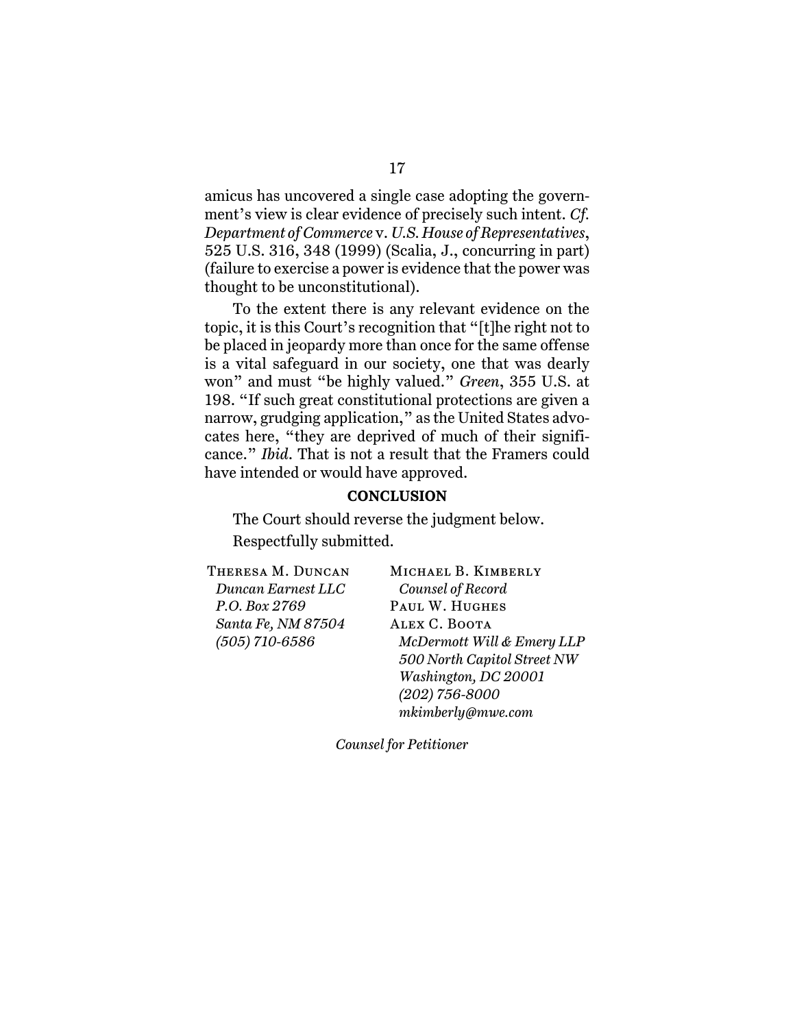amicus has uncovered a single case adopting the government's view is clear evidence of precisely such intent. *Cf. Department of Commerce* v. *U.S. House of Representatives*, 525 U.S. 316, 348 (1999) (Scalia, J., concurring in part) (failure to exercise a power is evidence that the power was thought to be unconstitutional).

To the extent there is any relevant evidence on the topic, it is this Court's recognition that "[t]he right not to be placed in jeopardy more than once for the same offense is a vital safeguard in our society, one that was dearly won" and must "be highly valued." *Green*, 355 U.S. at 198. "If such great constitutional protections are given a narrow, grudging application," as the United States advocates here, "they are deprived of much of their significance." *Ibid.* That is not a result that the Framers could have intended or would have approved.

## CONCLUSION

The Court should reverse the judgment below.

Respectfully submitted.

THERESA M. DUNCAN
*Duncan Earnest LLC*
*P.O. Box 2769*
*Santa Fe, NM 87504*
*(505) 710-6586*

MICHAEL B. KIMBERLY
*Counsel of Record*
PAUL W. HUGHES
ALEX C. BOOTA
*McDermott Will & Emery LLP*
*500 North Capitol Street NW*
*Washington, DC 20001*
*(202) 756-8000*
*mkimberly@mwe.com*

*Counsel for Petitioner*